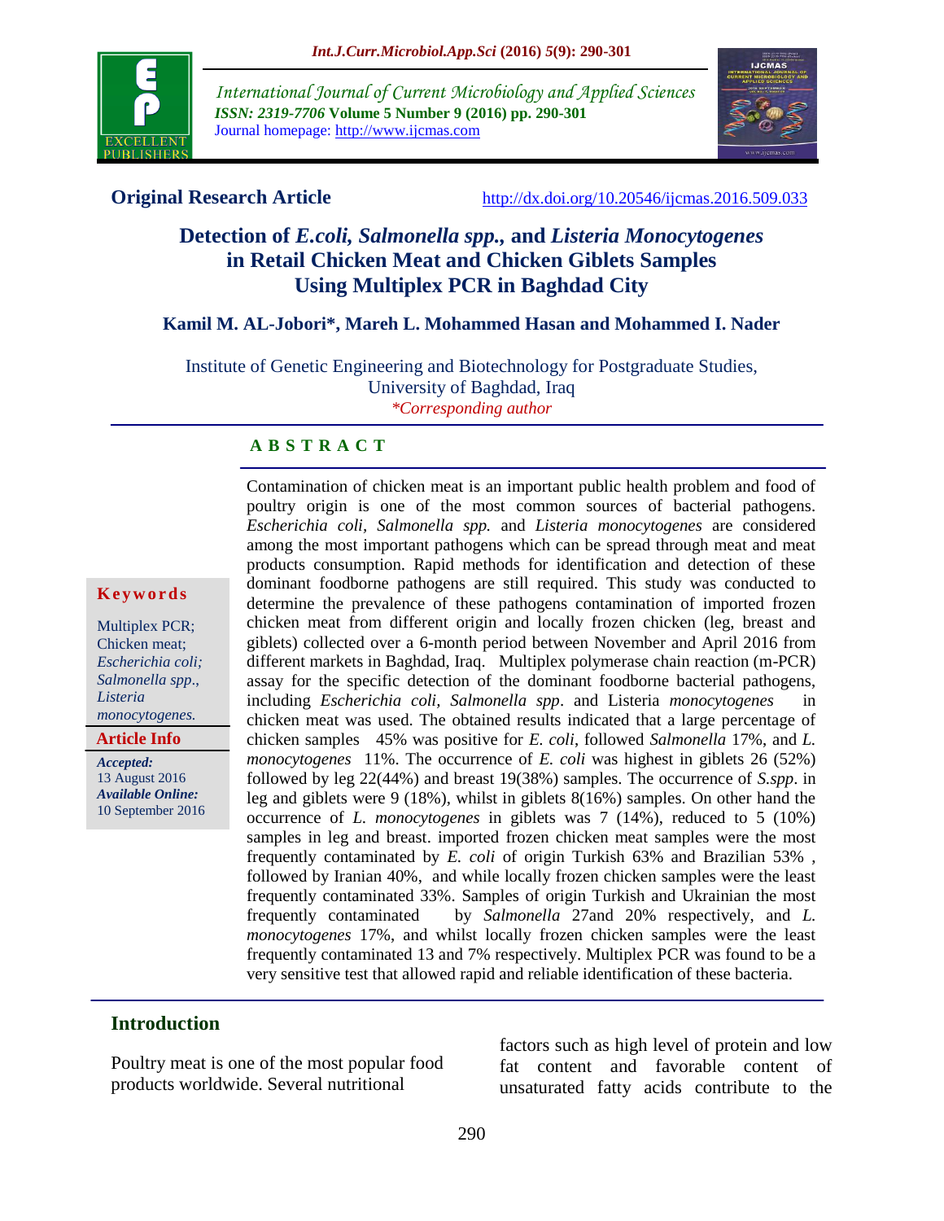International Journal of Current Microbiology and Applied Sciences
*ISSN: 2319-7706* **Volume 5 Number 9 (2016) pp. 290-301**
Journal homepage: http://www.ijcmas.com

**Original Research Article** http://dx.doi.org/10.20546/ijcmas.2016.509.033

# Detection of *E.coli, Salmonella spp.,* and *Listeria Monocytogenes* in Retail Chicken Meat and Chicken Giblets Samples Using Multiplex PCR in Baghdad City

**Kamil M. AL-Jobori\*, Mareh L. Mohammed Hasan and Mohammed I. Nader**

Institute of Genetic Engineering and Biotechnology for Postgraduate Studies, University of Baghdad, Iraq
*\*Corresponding author*

## A B S T R A C T

**Keywords**

Multiplex PCR; Chicken meat; *Escherichia coli; Salmonella spp., Listeria monocytogenes.*

**Article Info**

***Accepted:*** 13 August 2016
***Available Online:*** 10 September 2016

Contamination of chicken meat is an important public health problem and food of poultry origin is one of the most common sources of bacterial pathogens. *Escherichia coli, Salmonella spp.* and *Listeria monocytogenes* are considered among the most important pathogens which can be spread through meat and meat products consumption. Rapid methods for identification and detection of these dominant foodborne pathogens are still required. This study was conducted to determine the prevalence of these pathogens contamination of imported frozen chicken meat from different origin and locally frozen chicken (leg, breast and giblets) collected over a 6-month period between November and April 2016 from different markets in Baghdad, Iraq. Multiplex polymerase chain reaction (m-PCR) assay for the specific detection of the dominant foodborne bacterial pathogens, including *Escherichia coli, Salmonella spp*. and Listeria *monocytogenes* in chicken meat was used. The obtained results indicated that a large percentage of chicken samples 45% was positive for *E. coli*, followed *Salmonella* 17%, and *L. monocytogenes* 11%. The occurrence of *E. coli* was highest in giblets 26 (52%) followed by leg 22(44%) and breast 19(38%) samples. The occurrence of *S.spp*. in leg and giblets were 9 (18%), whilst in giblets 8(16%) samples. On other hand the occurrence of *L. monocytogenes* in giblets was 7 (14%), reduced to 5 (10%) samples in leg and breast. imported frozen chicken meat samples were the most frequently contaminated by *E. coli* of origin Turkish 63% and Brazilian 53% , followed by Iranian 40%, and while locally frozen chicken samples were the least frequently contaminated 33%. Samples of origin Turkish and Ukrainian the most frequently contaminated by *Salmonella* 27and 20% respectively, and *L. monocytogenes* 17%, and whilst locally frozen chicken samples were the least frequently contaminated 13 and 7% respectively. Multiplex PCR was found to be a very sensitive test that allowed rapid and reliable identification of these bacteria.

## Introduction

Poultry meat is one of the most popular food products worldwide. Several nutritional factors such as high level of protein and low fat content and favorable content of unsaturated fatty acids contribute to the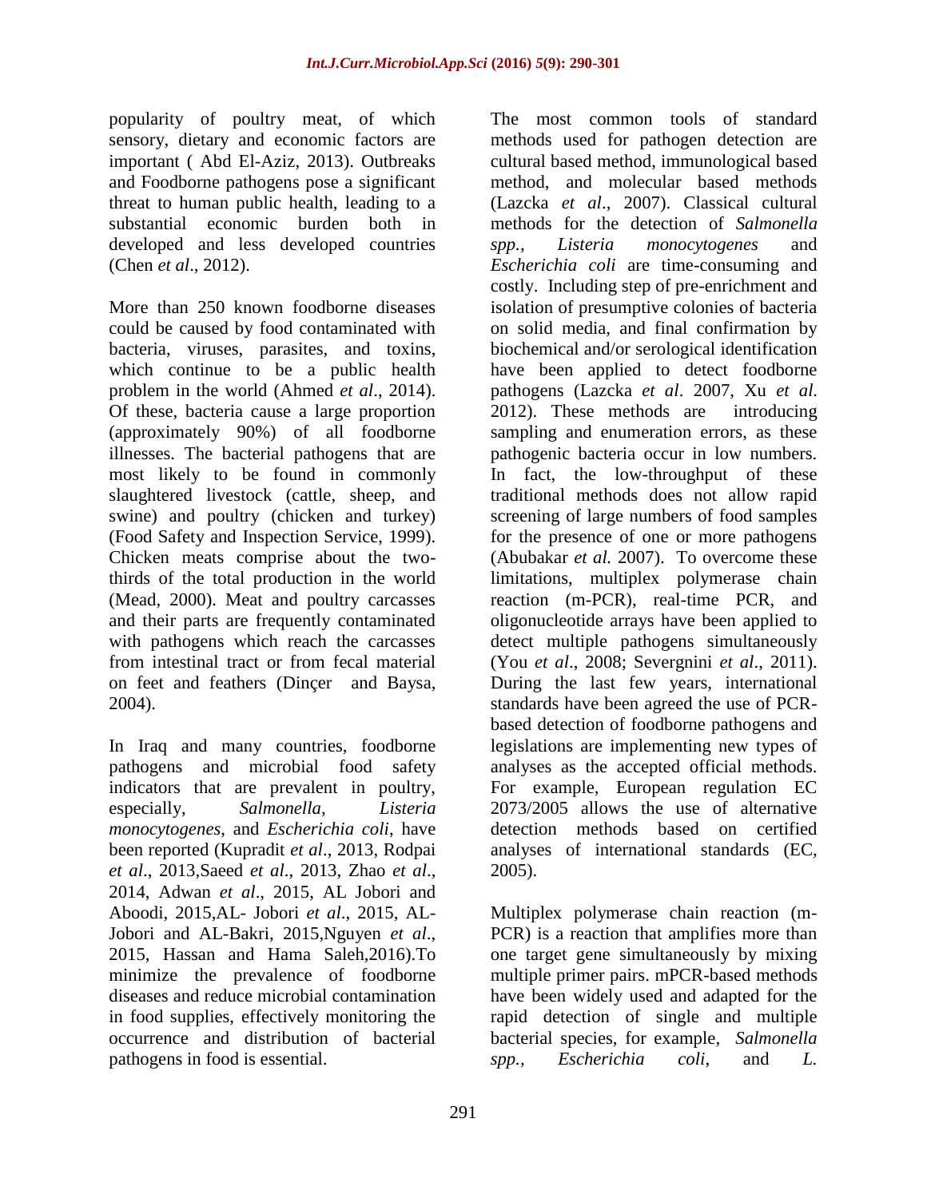popularity of poultry meat, of which sensory, dietary and economic factors are important ( Abd El-Aziz, 2013). Outbreaks and Foodborne pathogens pose a significant threat to human public health, leading to a substantial economic burden both in developed and less developed countries (Chen *et al*., 2012).

More than 250 known foodborne diseases could be caused by food contaminated with bacteria, viruses, parasites, and toxins, which continue to be a public health problem in the world (Ahmed *et al*., 2014). Of these, bacteria cause a large proportion (approximately 90%) of all foodborne illnesses. The bacterial pathogens that are most likely to be found in commonly slaughtered livestock (cattle, sheep, and swine) and poultry (chicken and turkey) (Food Safety and Inspection Service, 1999). Chicken meats comprise about the two-thirds of the total production in the world (Mead, 2000). Meat and poultry carcasses and their parts are frequently contaminated with pathogens which reach the carcasses from intestinal tract or from fecal material on feet and feathers (Dinçer and Baysa, 2004).

In Iraq and many countries, foodborne pathogens and microbial food safety indicators that are prevalent in poultry, especially, *Salmonella*, *Listeria monocytogenes*, and *Escherichia coli*, have been reported (Kupradit *et al*., 2013, Rodpai *et al*., 2013,Saeed *et al*., 2013, Zhao *et al*., 2014, Adwan *et al*., 2015, AL Jobori and Aboodi, 2015,AL- Jobori *et al*., 2015, AL-Jobori and AL-Bakri, 2015,Nguyen *et al*., 2015, Hassan and Hama Saleh,2016).To minimize the prevalence of foodborne diseases and reduce microbial contamination in food supplies, effectively monitoring the occurrence and distribution of bacterial pathogens in food is essential.

The most common tools of standard methods used for pathogen detection are cultural based method, immunological based method, and molecular based methods (Lazcka *et al*., 2007). Classical cultural methods for the detection of *Salmonella spp., Listeria monocytogenes* and *Escherichia coli* are time-consuming and costly. Including step of pre-enrichment and isolation of presumptive colonies of bacteria on solid media, and final confirmation by biochemical and/or serological identification have been applied to detect foodborne pathogens (Lazcka *et al*. 2007, Xu *et al*. 2012). These methods are introducing sampling and enumeration errors, as these pathogenic bacteria occur in low numbers. In fact, the low-throughput of these traditional methods does not allow rapid screening of large numbers of food samples for the presence of one or more pathogens (Abubakar *et al.* 2007). To overcome these limitations, multiplex polymerase chain reaction (m-PCR), real-time PCR, and oligonucleotide arrays have been applied to detect multiple pathogens simultaneously (You *et al*., 2008; Severgnini *et al*., 2011). During the last few years, international standards have been agreed the use of PCR-based detection of foodborne pathogens and legislations are implementing new types of analyses as the accepted official methods. For example, European regulation EC 2073/2005 allows the use of alternative detection methods based on certified analyses of international standards (EC, 2005).

Multiplex polymerase chain reaction (m-PCR) is a reaction that amplifies more than one target gene simultaneously by mixing multiple primer pairs. mPCR-based methods have been widely used and adapted for the rapid detection of single and multiple bacterial species, for example, *Salmonella spp., Escherichia coli*, and *L.*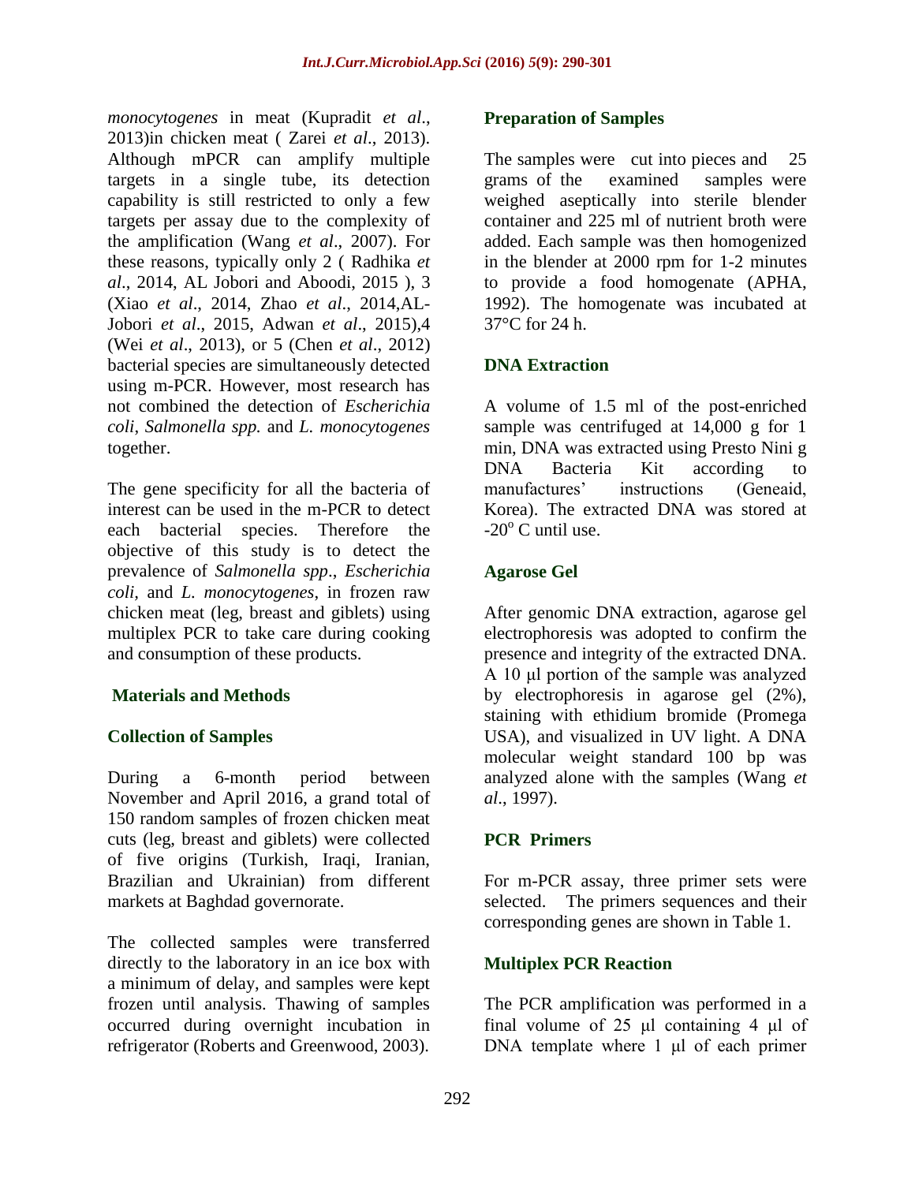*monocytogenes* in meat (Kupradit *et al*., 2013)in chicken meat ( Zarei *et al*., 2013). Although mPCR can amplify multiple targets in a single tube, its detection capability is still restricted to only a few targets per assay due to the complexity of the amplification (Wang *et al*., 2007). For these reasons, typically only 2 ( Radhika *et al*., 2014, AL Jobori and Aboodi, 2015 ), 3 (Xiao *et al*., 2014, Zhao *et al*., 2014,AL-Jobori *et al*., 2015, Adwan *et al*., 2015),4 (Wei *et al*., 2013), or 5 (Chen *et al*., 2012) bacterial species are simultaneously detected using m-PCR. However, most research has not combined the detection of *Escherichia coli*, *Salmonella spp.* and *L. monocytogenes* together.

The gene specificity for all the bacteria of interest can be used in the m-PCR to detect each bacterial species. Therefore the objective of this study is to detect the prevalence of *Salmonella spp*., *Escherichia coli*, and *L. monocytogenes*, in frozen raw chicken meat (leg, breast and giblets) using multiplex PCR to take care during cooking and consumption of these products.

## Materials and Methods

### Collection of Samples

During a 6-month period between November and April 2016, a grand total of 150 random samples of frozen chicken meat cuts (leg, breast and giblets) were collected of five origins (Turkish, Iraqi, Iranian, Brazilian and Ukrainian) from different markets at Baghdad governorate.

The collected samples were transferred directly to the laboratory in an ice box with a minimum of delay, and samples were kept frozen until analysis. Thawing of samples occurred during overnight incubation in refrigerator (Roberts and Greenwood, 2003).

### Preparation of Samples

The samples were cut into pieces and 25 grams of the examined samples were weighed aseptically into sterile blender container and 225 ml of nutrient broth were added. Each sample was then homogenized in the blender at 2000 rpm for 1-2 minutes to provide a food homogenate (APHA, 1992). The homogenate was incubated at 37°C for 24 h.

### DNA Extraction

A volume of 1.5 ml of the post-enriched sample was centrifuged at 14,000 g for 1 min, DNA was extracted using Presto Nini g DNA Bacteria Kit according to manufactures' instructions (Geneaid, Korea). The extracted DNA was stored at $-20^{o}$ C until use.

### Agarose Gel

After genomic DNA extraction, agarose gel electrophoresis was adopted to confirm the presence and integrity of the extracted DNA. A 10 μl portion of the sample was analyzed by electrophoresis in agarose gel (2%), staining with ethidium bromide (Promega USA), and visualized in UV light. A DNA molecular weight standard 100 bp was analyzed alone with the samples (Wang *et al*., 1997).

### PCR Primers

For m-PCR assay, three primer sets were selected. The primers sequences and their corresponding genes are shown in Table 1.

### Multiplex PCR Reaction

The PCR amplification was performed in a final volume of 25 μl containing 4 μl of DNA template where 1 μl of each primer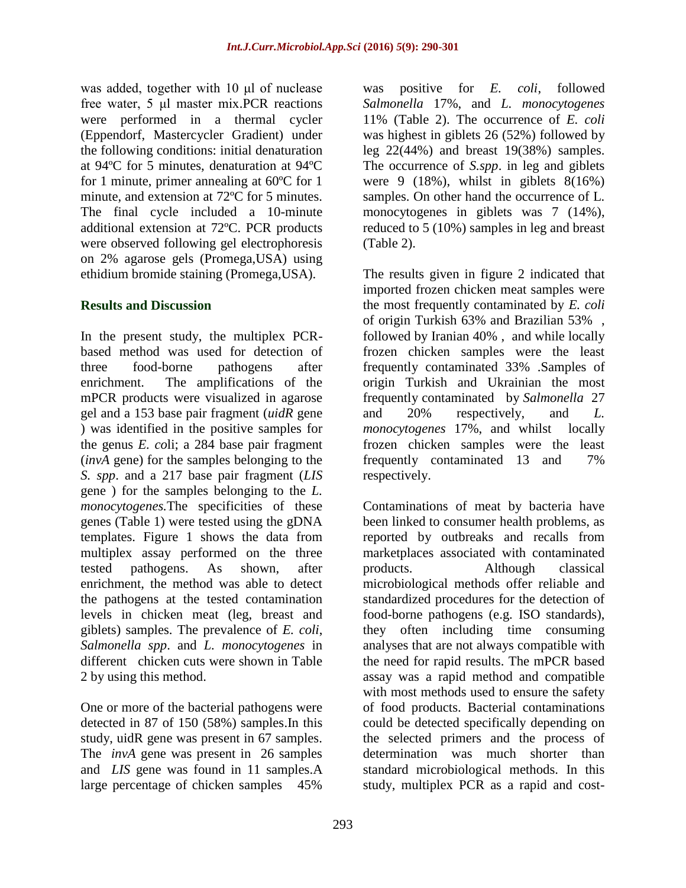was added, together with 10 µl of nuclease free water, 5 µl master mix.PCR reactions were performed in a thermal cycler (Eppendorf, Mastercycler Gradient) under the following conditions: initial denaturation at 94ºC for 5 minutes, denaturation at 94ºC for 1 minute, primer annealing at 60ºC for 1 minute, and extension at 72ºC for 5 minutes. The final cycle included a 10-minute additional extension at 72ºC. PCR products were observed following gel electrophoresis on 2% agarose gels (Promega,USA) using ethidium bromide staining (Promega,USA).

## Results and Discussion

In the present study, the multiplex PCR-based method was used for detection of three food-borne pathogens after enrichment. The amplifications of the mPCR products were visualized in agarose gel and a 153 base pair fragment (*uidR* gene ) was identified in the positive samples for the genus *E. co*li; a 284 base pair fragment (*invA* gene) for the samples belonging to the *S. spp*. and a 217 base pair fragment (*LIS* gene ) for the samples belonging to the *L. monocytogenes.*The specificities of these genes (Table 1) were tested using the gDNA templates. Figure 1 shows the data from multiplex assay performed on the three tested pathogens. As shown, after enrichment, the method was able to detect the pathogens at the tested contamination levels in chicken meat (leg, breast and giblets) samples. The prevalence of *E. coli*, *Salmonella spp*. and *L. monocytogenes* in different chicken cuts were shown in Table 2 by using this method.

One or more of the bacterial pathogens were detected in 87 of 150 (58%) samples.In this study, uidR gene was present in 67 samples. The *invA* gene was present in 26 samples and *LIS* gene was found in 11 samples.A large percentage of chicken samples 45% was positive for *E. coli*, followed *Salmonella* 17%, and *L. monocytogenes* 11% (Table 2). The occurrence of *E. coli* was highest in giblets 26 (52%) followed by leg 22(44%) and breast 19(38%) samples. The occurrence of *S.spp*. in leg and giblets were 9 (18%), whilst in giblets 8(16%) samples. On other hand the occurrence of L. monocytogenes in giblets was 7 (14%), reduced to 5 (10%) samples in leg and breast (Table 2).

The results given in figure 2 indicated that imported frozen chicken meat samples were the most frequently contaminated by *E. coli* of origin Turkish 63% and Brazilian 53% , followed by Iranian 40% , and while locally frozen chicken samples were the least frequently contaminated 33% .Samples of origin Turkish and Ukrainian the most frequently contaminated by *Salmonella* 27 and 20% respectively, and *L. monocytogenes* 17%, and whilst locally frozen chicken samples were the least frequently contaminated 13 and 7% respectively.

Contaminations of meat by bacteria have been linked to consumer health problems, as reported by outbreaks and recalls from marketplaces associated with contaminated products. Although classical microbiological methods offer reliable and standardized procedures for the detection of food-borne pathogens (e.g. ISO standards), they often including time consuming analyses that are not always compatible with the need for rapid results. The mPCR based assay was a rapid method and compatible with most methods used to ensure the safety of food products. Bacterial contaminations could be detected specifically depending on the selected primers and the process of determination was much shorter than standard microbiological methods. In this study, multiplex PCR as a rapid and cost-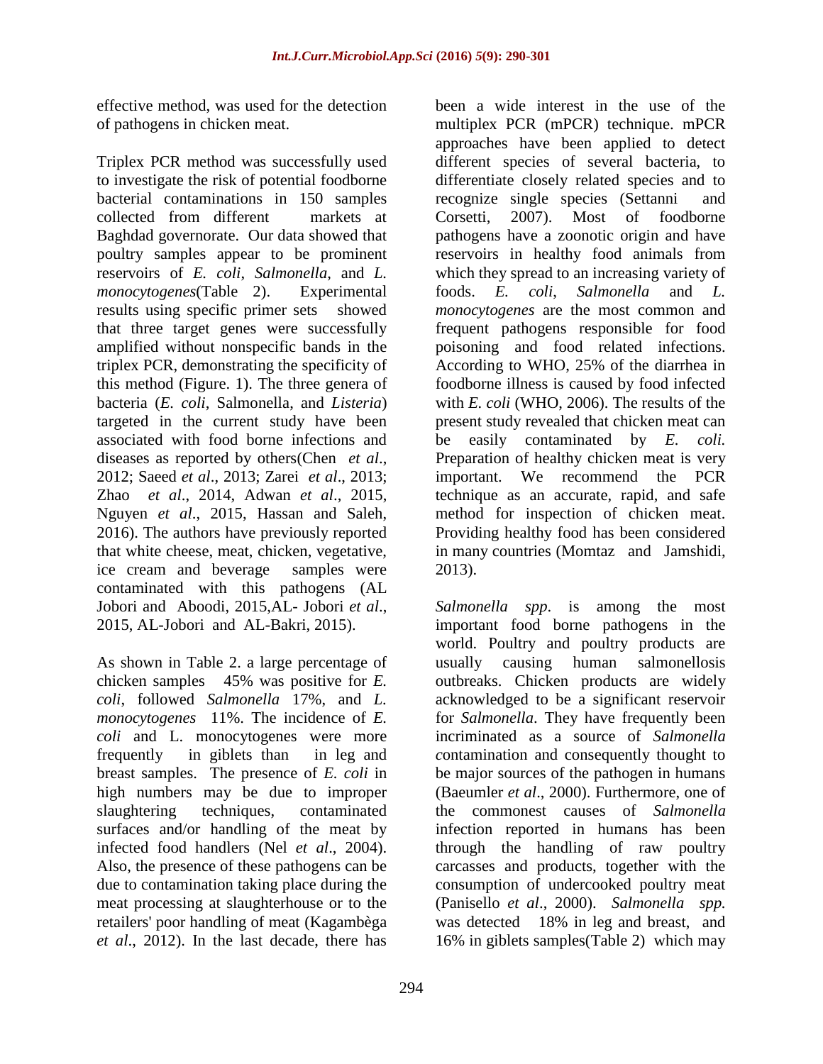effective method, was used for the detection of pathogens in chicken meat.

Triplex PCR method was successfully used to investigate the risk of potential foodborne bacterial contaminations in 150 samples collected from different markets at Baghdad governorate. Our data showed that poultry samples appear to be prominent reservoirs of *E. coli*, *Salmonella*, and *L. monocytogenes*(Table 2). Experimental results using specific primer sets showed that three target genes were successfully amplified without nonspecific bands in the triplex PCR, demonstrating the specificity of this method (Figure. 1). The three genera of bacteria (*E. coli*, Salmonella, and *Listeria*) targeted in the current study have been associated with food borne infections and diseases as reported by others(Chen *et al*., 2012; Saeed *et al*., 2013; Zarei *et al*., 2013; Zhao *et al*., 2014, Adwan *et al*., 2015, Nguyen *et al*., 2015, Hassan and Saleh, 2016). The authors have previously reported that white cheese, meat, chicken, vegetative, ice cream and beverage samples were contaminated with this pathogens (AL Jobori and Aboodi, 2015,AL- Jobori *et al*., 2015, AL-Jobori and AL-Bakri, 2015).

As shown in Table 2. a large percentage of chicken samples 45% was positive for *E. coli*, followed *Salmonella* 17%, and *L. monocytogenes* 11%. The incidence of *E. coli* and L. monocytogenes were more frequently in giblets than in leg and breast samples. The presence of *E. coli* in high numbers may be due to improper slaughtering techniques, contaminated surfaces and/or handling of the meat by infected food handlers (Nel *et al*., 2004). Also, the presence of these pathogens can be due to contamination taking place during the meat processing at slaughterhouse or to the retailers' poor handling of meat (Kagambèga *et al*., 2012). In the last decade, there has been a wide interest in the use of the multiplex PCR (mPCR) technique. mPCR approaches have been applied to detect different species of several bacteria, to differentiate closely related species and to recognize single species (Settanni and Corsetti, 2007). Most of foodborne pathogens have a zoonotic origin and have reservoirs in healthy food animals from which they spread to an increasing variety of foods. *E. coli*, *Salmonella* and *L. monocytogenes* are the most common and frequent pathogens responsible for food poisoning and food related infections. According to WHO, 25% of the diarrhea in foodborne illness is caused by food infected with *E. coli* (WHO, 2006). The results of the present study revealed that chicken meat can be easily contaminated by *E. coli.* Preparation of healthy chicken meat is very important. We recommend the PCR technique as an accurate, rapid, and safe method for inspection of chicken meat. Providing healthy food has been considered in many countries (Momtaz and Jamshidi, 2013).

*Salmonella spp*. is among the most important food borne pathogens in the world. Poultry and poultry products are usually causing human salmonellosis outbreaks. Chicken products are widely acknowledged to be a significant reservoir for *Salmonella*. They have frequently been incriminated as a source of *Salmonella* contamination and consequently thought to be major sources of the pathogen in humans (Baeumler *et al*., 2000). Furthermore, one of the commonest causes of *Salmonella* infection reported in humans has been through the handling of raw poultry carcasses and products, together with the consumption of undercooked poultry meat (Panisello *et al*., 2000). *Salmonella spp.* was detected 18% in leg and breast, and 16% in giblets samples(Table 2) which may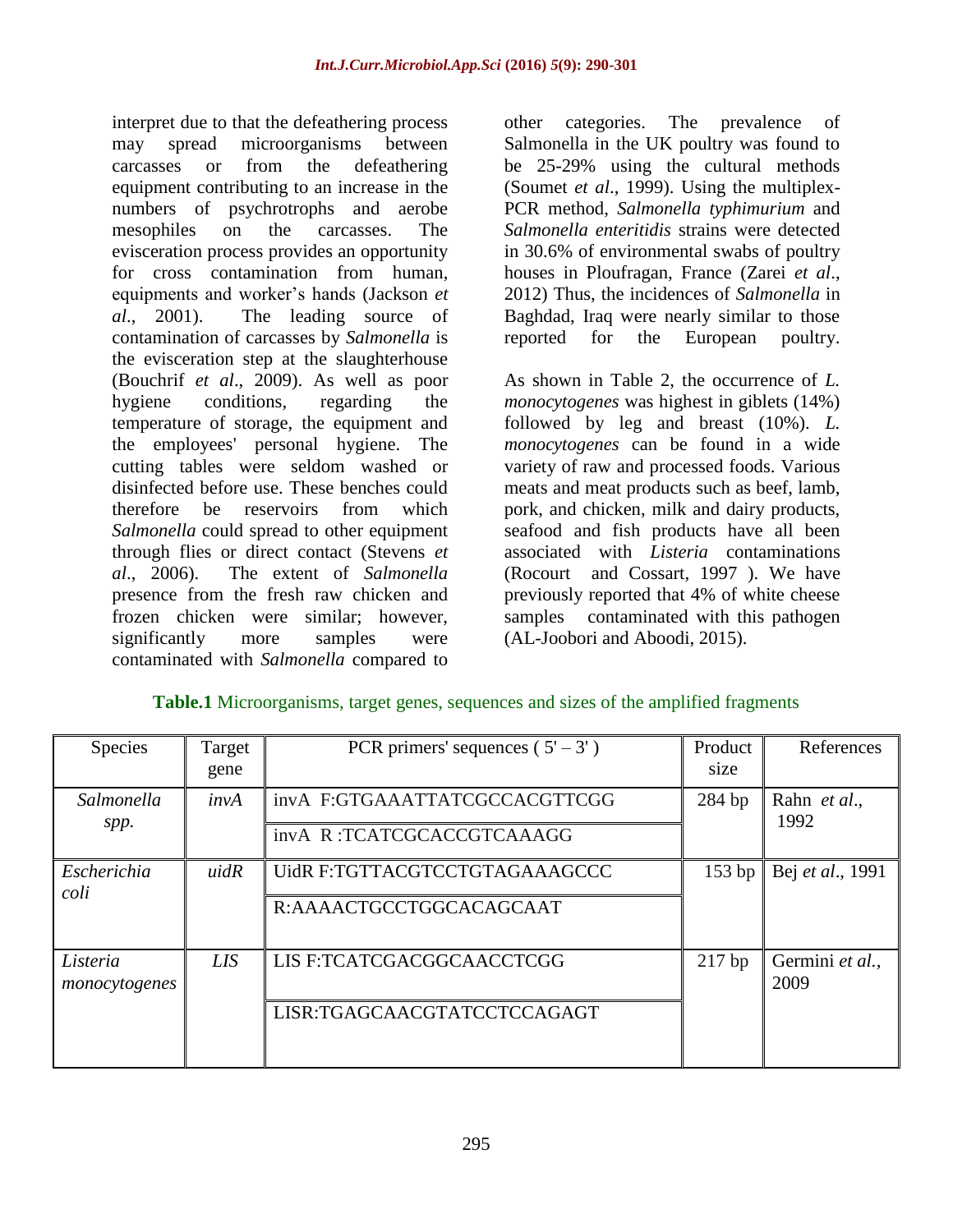interpret due to that the defeathering process may spread microorganisms between carcasses or from the defeathering equipment contributing to an increase in the numbers of psychrotrophs and aerobe mesophiles on the carcasses. The evisceration process provides an opportunity for cross contamination from human, equipments and worker's hands (Jackson *et al*., 2001). The leading source of contamination of carcasses by *Salmonella* is the evisceration step at the slaughterhouse (Bouchrif *et al*., 2009). As well as poor hygiene conditions, regarding the temperature of storage, the equipment and the employees' personal hygiene. The cutting tables were seldom washed or disinfected before use. These benches could therefore be reservoirs from which *Salmonella* could spread to other equipment through flies or direct contact (Stevens *et al*., 2006). The extent of *Salmonella* presence from the fresh raw chicken and frozen chicken were similar; however, significantly more samples were contaminated with *Salmonella* compared to other categories. The prevalence of Salmonella in the UK poultry was found to be 25-29% using the cultural methods (Soumet *et al*., 1999). Using the multiplex-PCR method, *Salmonella typhimurium* and *Salmonella enteritidis* strains were detected in 30.6% of environmental swabs of poultry houses in Ploufragan, France (Zarei *et al*., 2012) Thus, the incidences of *Salmonella* in Baghdad, Iraq were nearly similar to those reported for the European poultry.

As shown in Table 2, the occurrence of *L. monocytogenes* was highest in giblets (14%) followed by leg and breast (10%). *L. monocytogenes* can be found in a wide variety of raw and processed foods. Various meats and meat products such as beef, lamb, pork, and chicken, milk and dairy products, seafood and fish products have all been associated with *Listeria* contaminations (Rocourt and Cossart, 1997 ). We have previously reported that 4% of white cheese samples contaminated with this pathogen (AL-Joobori and Aboodi, 2015).

**Table.1** Microorganisms, target genes, sequences and sizes of the amplified fragments

| Species | Target gene | PCR primers' sequences ( 5' – 3' ) | Product size | References |
|---|---|---|---|---|
| *Salmonella spp.* | *invA* | invA F:GTGAAATTATCGCCACGTTCGG | 284 bp | Rahn *et al*., 1992 |
| | | invA R :TCATCGCACCGTCAAAGG | | |
| *Escherichia coli* | *uidR* | UidR F:TGTTACGTCCTGTAGAAAGCCC | 153 bp | Bej *et al*., 1991 |
| | | R:AAAACTGCCTGGCACAGCAAT | | |
| *Listeria monocytogenes* | *LIS* | LIS F:TCATCGACGGCAACCTCGG | 217 bp | Germini *et al*., 2009 |
| | | LISR:TGAGCAACGTATCCTCCAGAGT | | |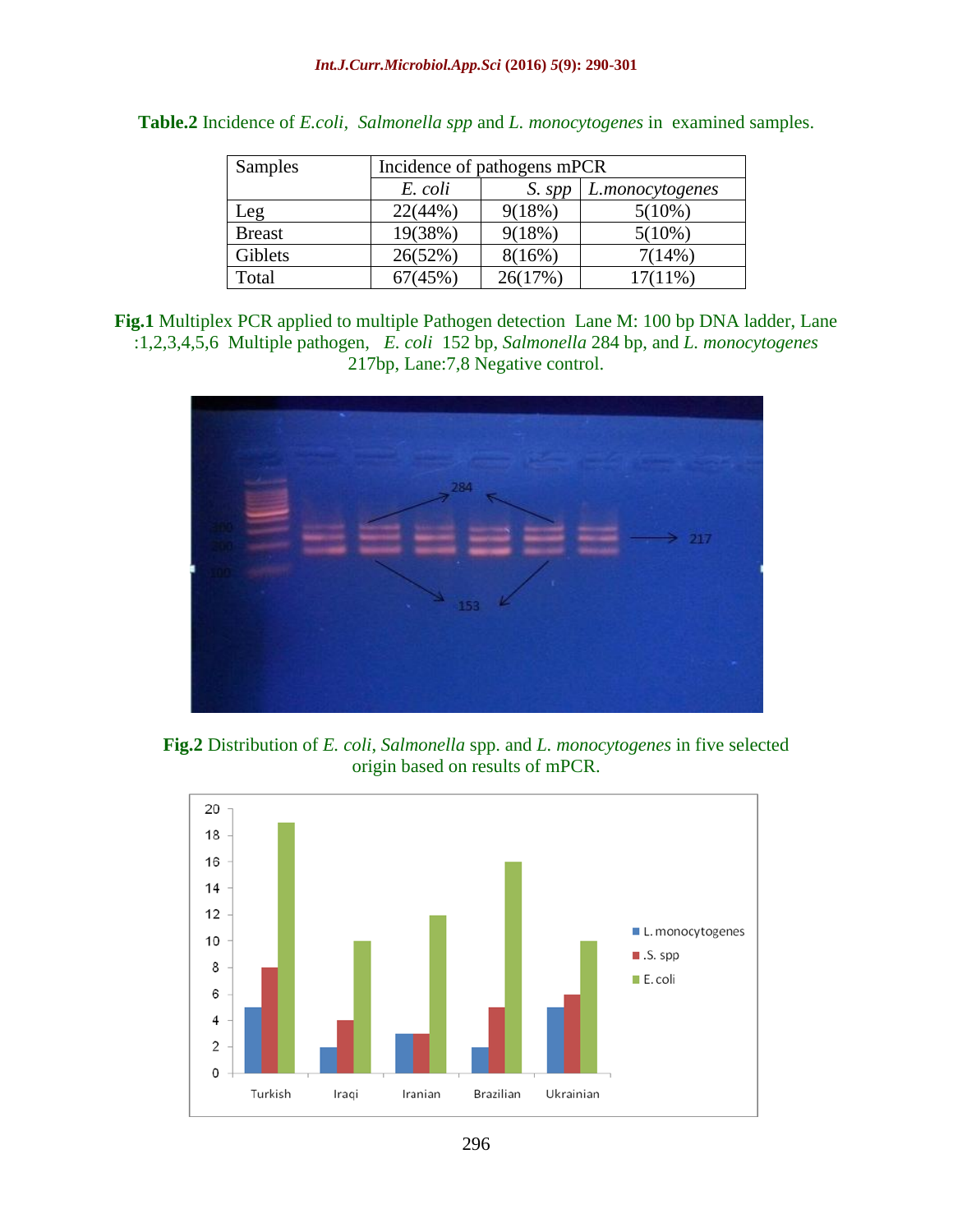**Table.2** Incidence of *E.coli*, *Salmonella spp* and *L. monocytogenes* in examined samples.

| Samples | Incidence of pathogens mPCR | | |
|---|---|---|---|
| | *E. coli* | *S. spp* | *L.monocytogenes* |
| Leg | 22(44%) | 9(18%) | 5(10%) |
| Breast | 19(38%) | 9(18%) | 5(10%) |
| Giblets | 26(52%) | 8(16%) | 7(14%) |
| Total | 67(45%) | 26(17%) | 17(11%) |

**Fig.1** Multiplex PCR applied to multiple Pathogen detection Lane M: 100 bp DNA ladder, Lane :1,2,3,4,5,6 Multiple pathogen, *E. coli* 152 bp, *Salmonella* 284 bp, and *L. monocytogenes* 217bp, Lane:7,8 Negative control.

**Fig.2** Distribution of *E. coli*, *Salmonella* spp. and *L. monocytogenes* in five selected origin based on results of mPCR.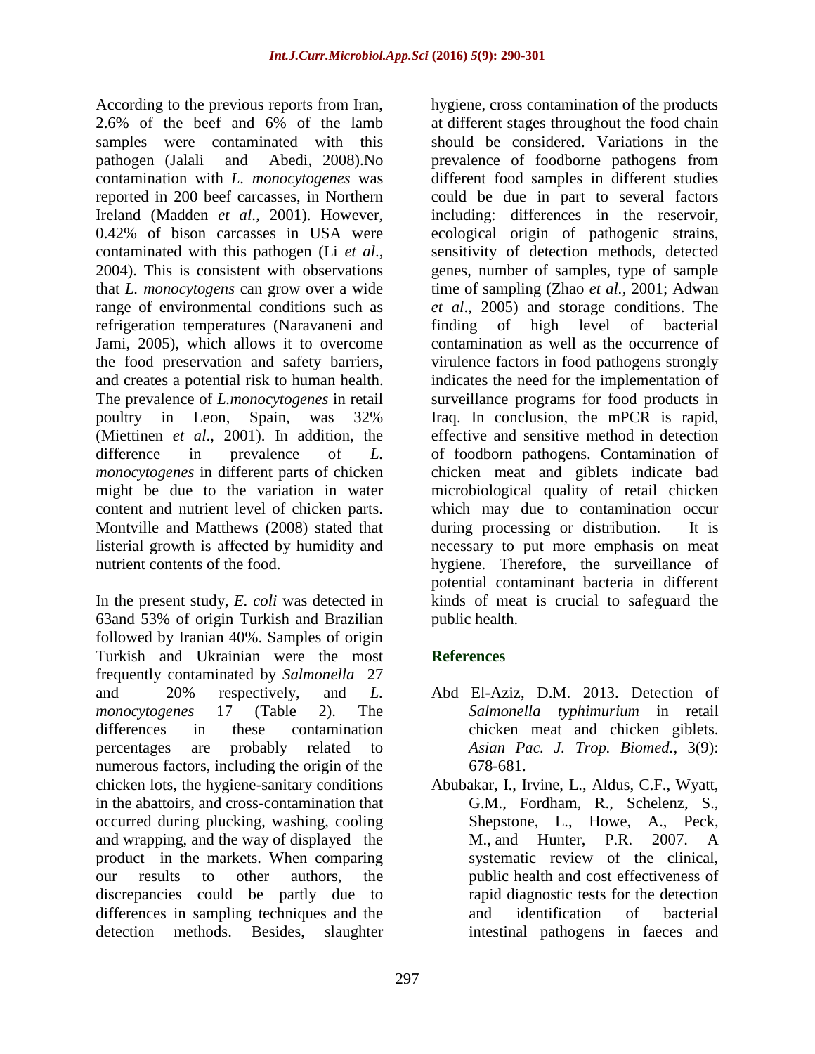According to the previous reports from Iran, 2.6% of the beef and 6% of the lamb samples were contaminated with this pathogen (Jalali and Abedi, 2008).No contamination with *L. monocytogenes* was reported in 200 beef carcasses, in Northern Ireland (Madden *et al*., 2001). However, 0.42% of bison carcasses in USA were contaminated with this pathogen (Li *et al*., 2004). This is consistent with observations that *L. monocytogens* can grow over a wide range of environmental conditions such as refrigeration temperatures (Naravaneni and Jami, 2005), which allows it to overcome the food preservation and safety barriers, and creates a potential risk to human health. The prevalence of *L.monocytogenes* in retail poultry in Leon, Spain, was 32% (Miettinen *et al*., 2001). In addition, the difference in prevalence of *L. monocytogenes* in different parts of chicken might be due to the variation in water content and nutrient level of chicken parts. Montville and Matthews (2008) stated that listerial growth is affected by humidity and nutrient contents of the food.

In the present study, *E. coli* was detected in 63and 53% of origin Turkish and Brazilian followed by Iranian 40%. Samples of origin Turkish and Ukrainian were the most frequently contaminated by *Salmonella* 27 and 20% respectively, and *L. monocytogenes* 17 (Table 2). The differences in these contamination percentages are probably related to numerous factors, including the origin of the chicken lots, the hygiene-sanitary conditions in the abattoirs, and cross-contamination that occurred during plucking, washing, cooling and wrapping, and the way of displayed the product in the markets. When comparing our results to other authors, the discrepancies could be partly due to differences in sampling techniques and the detection methods. Besides, slaughter hygiene, cross contamination of the products at different stages throughout the food chain should be considered. Variations in the prevalence of foodborne pathogens from different food samples in different studies could be due in part to several factors including: differences in the reservoir, ecological origin of pathogenic strains, sensitivity of detection methods, detected genes, number of samples, type of sample time of sampling (Zhao *et al.*, 2001; Adwan *et al*., 2005) and storage conditions. The finding of high level of bacterial contamination as well as the occurrence of virulence factors in food pathogens strongly indicates the need for the implementation of surveillance programs for food products in Iraq. In conclusion, the mPCR is rapid, effective and sensitive method in detection of foodborn pathogens. Contamination of chicken meat and giblets indicate bad microbiological quality of retail chicken which may due to contamination occur during processing or distribution. It is necessary to put more emphasis on meat hygiene. Therefore, the surveillance of potential contaminant bacteria in different kinds of meat is crucial to safeguard the public health.

## References

Abd El-Aziz, D.M. 2013. Detection of *Salmonella typhimurium* in retail chicken meat and chicken giblets. *Asian Pac. J. Trop. Biomed.,* 3(9): 678-681.

Abubakar, I., Irvine, L., Aldus, C.F., Wyatt, G.M., Fordham, R., Schelenz, S., Shepstone, L., Howe, A., Peck, M., and Hunter, P.R. 2007. A systematic review of the clinical, public health and cost effectiveness of rapid diagnostic tests for the detection and identification of bacterial intestinal pathogens in faeces and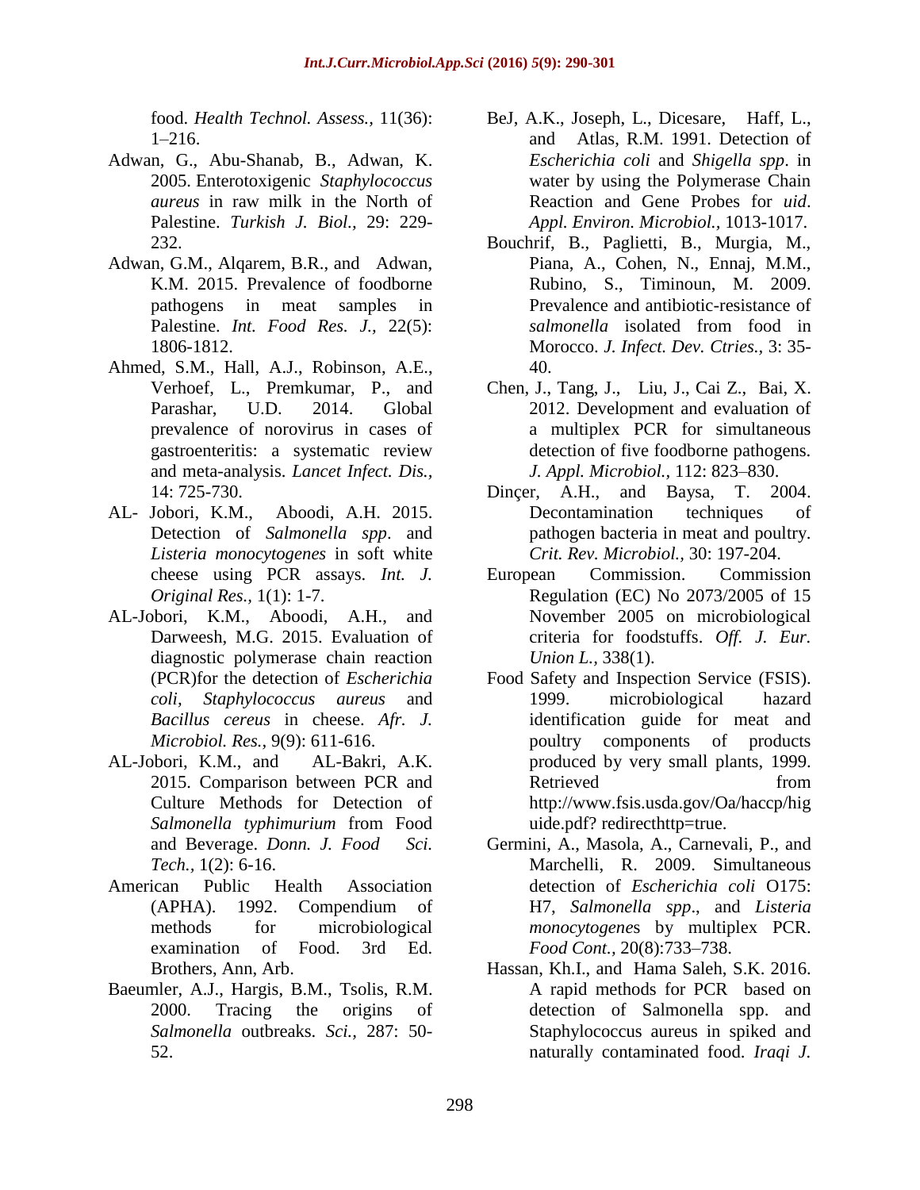food. *Health Technol. Assess.,* 11(36): 1–216.

Adwan, G., Abu-Shanab, B., Adwan, K. 2005. Enterotoxigenic *Staphylococcus aureus* in raw milk in the North of Palestine. *Turkish J. Biol.,* 29: 229-232.

Adwan, G.M., Alqarem, B.R., and Adwan, K.M. 2015. Prevalence of foodborne pathogens in meat samples in Palestine. *Int. Food Res. J.,* 22(5): 1806-1812.

Ahmed, S.M., Hall, A.J., Robinson, A.E., Verhoef, L., Premkumar, P., and Parashar, U.D. 2014. Global prevalence of norovirus in cases of gastroenteritis: a systematic review and meta-analysis. *Lancet Infect. Dis.,* 14: 725-730.

AL- Jobori, K.M., Aboodi, A.H. 2015. Detection of *Salmonella spp*. and *Listeria monocytogenes* in soft white cheese using PCR assays. *Int. J. Original Res.,* 1(1): 1-7.

AL-Jobori, K.M., Aboodi, A.H., and Darweesh, M.G. 2015. Evaluation of diagnostic polymerase chain reaction (PCR)for the detection of *Escherichia coli, Staphylococcus aureus* and *Bacillus cereus* in cheese. *Afr. J. Microbiol. Res.,* 9(9): 611-616.

AL-Jobori, K.M., and AL-Bakri, A.K. 2015. Comparison between PCR and Culture Methods for Detection of *Salmonella typhimurium* from Food and Beverage. *Donn. J. Food Sci. Tech.,* 1(2): 6-16.

American Public Health Association (APHA). 1992. Compendium of methods for microbiological examination of Food. 3rd Ed. Brothers, Ann, Arb.

Baeumler, A.J., Hargis, B.M., Tsolis, R.M. 2000. Tracing the origins of *Salmonella* outbreaks. *Sci.,* 287: 50-52.

BeJ, A.K., Joseph, L., Dicesare, Haff, L., and Atlas, R.M. 1991. Detection of *Escherichia coli* and *Shigella spp*. in water by using the Polymerase Chain Reaction and Gene Probes for *uid*. *Appl. Environ. Microbiol.,* 1013-1017.

Bouchrif, B., Paglietti, B., Murgia, M., Piana, A., Cohen, N., Ennaj, M.M., Rubino, S., Timinoun, M. 2009. Prevalence and antibiotic-resistance of *salmonella* isolated from food in Morocco. *J. Infect. Dev. Ctries.,* 3: 35-40.

Chen, J., Tang, J., Liu, J., Cai Z., Bai, X. 2012. Development and evaluation of a multiplex PCR for simultaneous detection of five foodborne pathogens. *J. Appl. Microbiol.,* 112: 823–830.

Dinçer, A.H., and Baysa, T. 2004. Decontamination techniques of pathogen bacteria in meat and poultry. *Crit. Rev. Microbiol.,* 30: 197-204.

European Commission. Commission Regulation (EC) No 2073/2005 of 15 November 2005 on microbiological criteria for foodstuffs. *Off. J. Eur. Union L.,* 338(1).

Food Safety and Inspection Service (FSIS). 1999. microbiological hazard identification guide for meat and poultry components of products produced by very small plants, 1999. Retrieved from http://www.fsis.usda.gov/Oa/haccp/higuide.pdf? redirecthttp=true.

Germini, A., Masola, A., Carnevali, P., and Marchelli, R. 2009. Simultaneous detection of *Escherichia coli* O175: H7, *Salmonella spp*., and *Listeria monocytogene*s by multiplex PCR. *Food Cont.,* 20(8):733–738.

Hassan, Kh.I., and Hama Saleh, S.K. 2016. A rapid methods for PCR based on detection of Salmonella spp. and Staphylococcus aureus in spiked and naturally contaminated food. *Iraqi J.*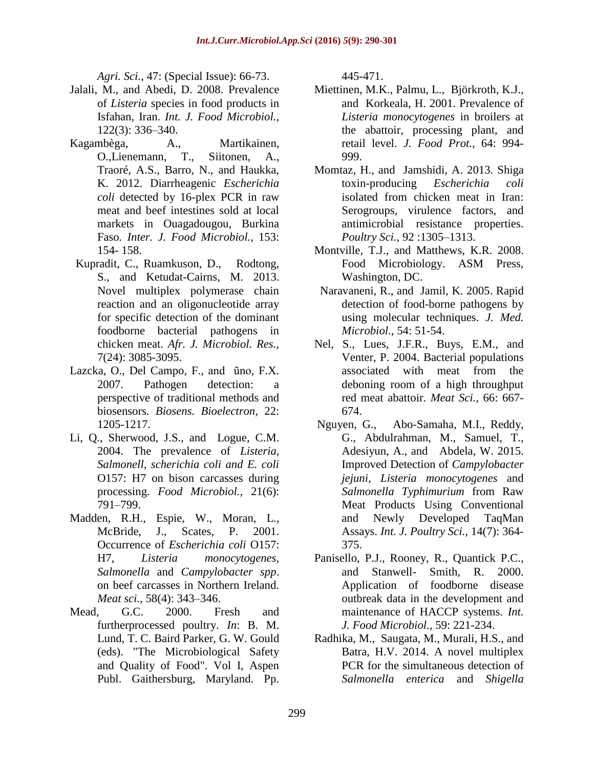Agri. Sci.*, 47: (Special Issue): 66-73.

Jalali, M., and Abedi, D. 2008. Prevalence of *Listeria* species in food products in Isfahan, Iran. *Int. J. Food Microbiol.*, 122(3): 336–340.

Kagambèga, A., Martikainen, O.,Lienemann, T., Siitonen, A., Traoré, A.S., Barro, N., and Haukka, K. 2012. Diarrheagenic *Escherichia coli* detected by 16-plex PCR in raw meat and beef intestines sold at local markets in Ouagadougou, Burkina Faso. *Inter. J. Food Microbiol.*, 153: 154- 158.

Kupradit, C., Ruamkuson, D., Rodtong, S., and Ketudat-Cairns, M. 2013. Novel multiplex polymerase chain reaction and an oligonucleotide array for specific detection of the dominant foodborne bacterial pathogens in chicken meat. *Afr. J. Microbiol. Res.*, 7(24): 3085-3095.

Lazcka, O., Del Campo, F., and ũno, F.X. 2007. Pathogen detection: a perspective of traditional methods and biosensors. *Biosens. Bioelectron*, 22: 1205-1217.

Li, Q., Sherwood, J.S., and Logue, C.M. 2004. The prevalence of *Listeria, Salmonell, scherichia coli and E. coli* O157: H7 on bison carcasses during processing. *Food Microbiol.*, 21(6): 791–799.

Madden, R.H., Espie, W., Moran, L., McBride, J., Scates, P. 2001. Occurrence of *Escherichia coli* O157: H7, *Listeria monocytogenes, Salmonella* and *Campylobacter spp*. on beef carcasses in Northern Ireland. *Meat sci.*, 58(4): 343–346.

Mead, G.C. 2000. Fresh and furtherprocessed poultry. *In*: B. M. Lund, T. C. Baird Parker, G. W. Gould (eds). "The Microbiological Safety and Quality of Food". Vol I, Aspen Publ. Gaithersburg, Maryland. Pp. 445-471.

Miettinen, M.K., Palmu, L., Björkroth, K.J., and Korkeala, H. 2001. Prevalence of *Listeria monocytogenes* in broilers at the abattoir, processing plant, and retail level. *J. Food Prot.*, 64: 994-999.

Momtaz, H., and Jamshidi, A. 2013. Shiga toxin-producing *Escherichia coli* isolated from chicken meat in Iran: Serogroups, virulence factors, and antimicrobial resistance properties. *Poultry Sci.*, 92 :1305–1313.

Montville, T.J., and Matthews, K.R. 2008. Food Microbiology. ASM Press, Washington, DC.

Naravaneni, R., and Jamil, K. 2005. Rapid detection of food-borne pathogens by using molecular techniques. *J. Med. Microbiol.*, 54: 51-54.

Nel, S., Lues, J.F.R., Buys, E.M., and Venter, P. 2004. Bacterial populations associated with meat from the deboning room of a high throughput red meat abattoir. *Meat Sci.*, 66: 667-674.

Nguyen, G., Abo-Samaha, M.I., Reddy, G., Abdulrahman, M., Samuel, T., Adesiyun, A., and Abdela, W. 2015. Improved Detection of *Campylobacter jejuni, Listeria monocytogenes* and *Salmonella Typhimurium* from Raw Meat Products Using Conventional and Newly Developed TaqMan Assays. *Int. J. Poultry Sci.*, 14(7): 364-375.

Panisello, P.J., Rooney, R., Quantick P.C., and Stanwell- Smith, R. 2000. Application of foodborne disease outbreak data in the development and maintenance of HACCP systems. *Int. J. Food Microbiol.*, 59: 221-234.

Radhika, M., Saugata, M., Murali, H.S., and Batra, H.V. 2014. A novel multiplex PCR for the simultaneous detection of *Salmonella enterica* and *Shigella*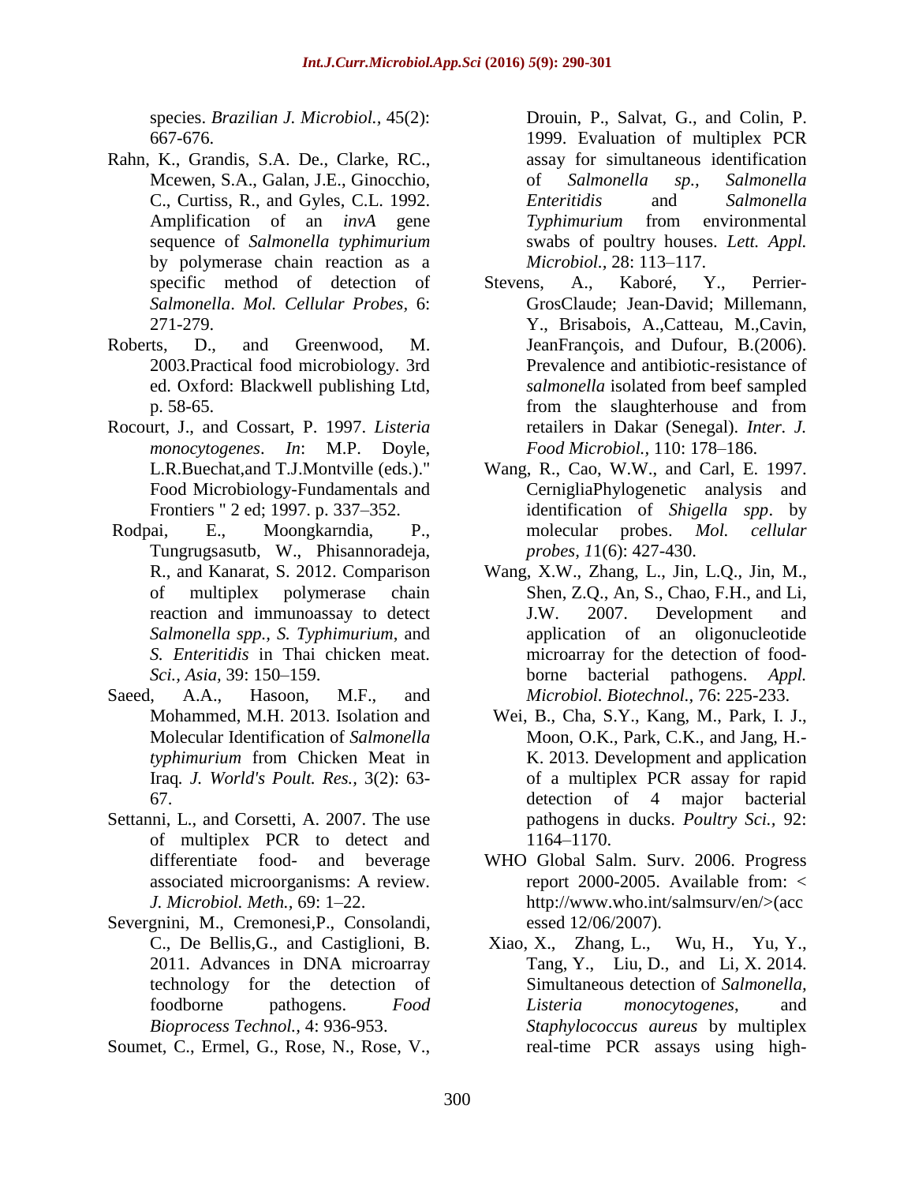species. *Brazilian J. Microbiol.,* 45(2): 667-676.

Rahn, K., Grandis, S.A. De., Clarke, RC., Mcewen, S.A., Galan, J.E., Ginocchio, C., Curtiss, R., and Gyles, C.L. 1992. Amplification of an *invA* gene sequence of *Salmonella typhimurium* by polymerase chain reaction as a specific method of detection of *Salmonella*. *Mol. Cellular Probes,* 6: 271-279.

Roberts, D., and Greenwood, M. 2003.Practical food microbiology. 3rd ed. Oxford: Blackwell publishing Ltd, p. 58-65.

Rocourt, J., and Cossart, P. 1997. *Listeria monocytogenes*. *In*: M.P. Doyle, L.R.Buechat,and T.J.Montville (eds.)." Food Microbiology-Fundamentals and Frontiers " 2 ed; 1997. p. 337–352.

Rodpai, E., Moongkarndia, P., Tungrugsasutb, W., Phisannoradeja, R., and Kanarat, S. 2012. Comparison of multiplex polymerase chain reaction and immunoassay to detect *Salmonella spp., S. Typhimurium*, and *S. Enteritidis* in Thai chicken meat. *Sci., Asia,* 39: 150–159.

Saeed, A.A., Hasoon, M.F., and Mohammed, M.H. 2013. Isolation and Molecular Identification of *Salmonella typhimurium* from Chicken Meat in Iraq. *J. World's Poult. Res.,* 3(2): 63-67.

Settanni, L., and Corsetti, A. 2007. The use of multiplex PCR to detect and differentiate food- and beverage associated microorganisms: A review. *J. Microbiol. Meth.,* 69: 1–22.

Severgnini, M., Cremonesi,P., Consolandi, C., De Bellis,G., and Castiglioni, B. 2011. Advances in DNA microarray technology for the detection of foodborne pathogens. *Food Bioprocess Technol.,* 4: 936-953.

Soumet, C., Ermel, G., Rose, N., Rose, V., Drouin, P., Salvat, G., and Colin, P. 1999. Evaluation of multiplex PCR assay for simultaneous identification of *Salmonella sp., Salmonella Enteritidis* and *Salmonella Typhimurium* from environmental swabs of poultry houses. *Lett. Appl. Microbiol.,* 28: 113–117.

Stevens, A., Kaboré, Y., Perrier-GrosClaude; Jean-David; Millemann, Y., Brisabois, A.,Catteau, M.,Cavin, JeanFrançois, and Dufour, B.(2006). Prevalence and antibiotic-resistance of *salmonella* isolated from beef sampled from the slaughterhouse and from retailers in Dakar (Senegal). *Inter. J. Food Microbiol.,* 110: 178–186.

Wang, R., Cao, W.W., and Carl, E. 1997. CernigliaPhylogenetic analysis and identification of *Shigella spp*. by molecular probes. *Mol. cellular probes, 11*(6): 427-430.

Wang, X.W., Zhang, L., Jin, L.Q., Jin, M., Shen, Z.Q., An, S., Chao, F.H., and Li, J.W. 2007. Development and application of an oligonucleotide microarray for the detection of food-borne bacterial pathogens. *Appl. Microbiol. Biotechnol.,* 76: 225-233.

Wei, B., Cha, S.Y., Kang, M., Park, I. J., Moon, O.K., Park, C.K., and Jang, H.-K. 2013. Development and application of a multiplex PCR assay for rapid detection of 4 major bacterial pathogens in ducks. *Poultry Sci.,* 92: 1164–1170.

WHO Global Salm. Surv. 2006. Progress report 2000-2005. Available from: < http://www.who.int/salmsurv/en/>(accessed 12/06/2007).

Xiao, X., Zhang, L., Wu, H., Yu, Y., Tang, Y., Liu, D., and Li, X. 2014. Simultaneous detection of *Salmonella, Listeria monocytogenes*, and *Staphylococcus aureus* by multiplex real-time PCR assays using high-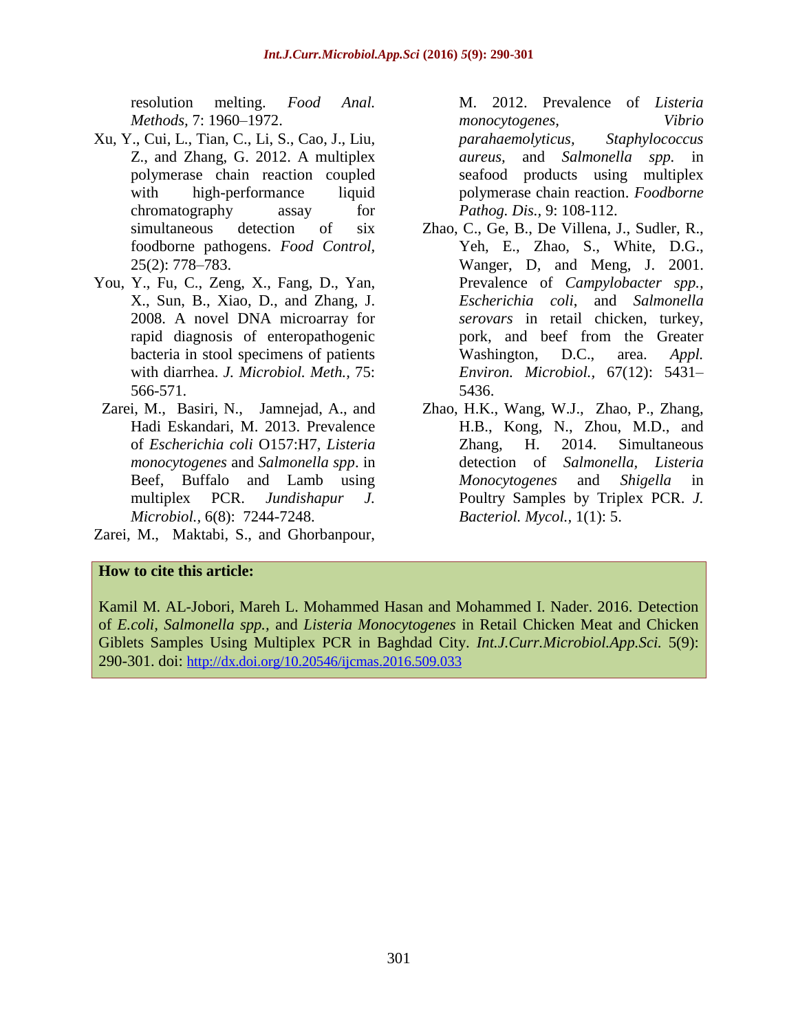resolution melting. *Food Anal. Methods*, 7: 1960–1972.

Xu, Y., Cui, L., Tian, C., Li, S., Cao, J., Liu, Z., and Zhang, G. 2012. A multiplex polymerase chain reaction coupled with high-performance liquid chromatography assay for simultaneous detection of six foodborne pathogens. *Food Control*, 25(2): 778–783.

You, Y., Fu, C., Zeng, X., Fang, D., Yan, X., Sun, B., Xiao, D., and Zhang, J. 2008. A novel DNA microarray for rapid diagnosis of enteropathogenic bacteria in stool specimens of patients with diarrhea. *J. Microbiol. Meth.,* 75: 566-571.

Zarei, M., Basiri, N., Jamnejad, A., and Hadi Eskandari, M. 2013. Prevalence of *Escherichia coli* O157:H7, *Listeria monocytogenes* and *Salmonella spp*. in Beef, Buffalo and Lamb using multiplex PCR. *Jundishapur J. Microbiol.*, 6(8): 7244-7248.

Zarei, M., Maktabi, S., and Ghorbanpour, M. 2012. Prevalence of *Listeria monocytogenes, Vibrio parahaemolyticus, Staphylococcus aureus,* and *Salmonella spp.* in seafood products using multiplex polymerase chain reaction. *Foodborne Pathog. Dis.,* 9: 108-112.

Zhao, C., Ge, B., De Villena, J., Sudler, R., Yeh, E., Zhao, S., White, D.G., Wanger, D, and Meng, J. 2001. Prevalence of *Campylobacter spp., Escherichia coli*, and *Salmonella serovars* in retail chicken, turkey, pork, and beef from the Greater Washington, D.C., area. *Appl. Environ. Microbiol.,* 67(12): 5431–5436.

Zhao, H.K., Wang, W.J., Zhao, P., Zhang, H.B., Kong, N., Zhou, M.D., and Zhang, H. 2014. Simultaneous detection of *Salmonella, Listeria Monocytogenes* and *Shigella* in Poultry Samples by Triplex PCR. *J. Bacteriol. Mycol.,* 1(1): 5.

**How to cite this article:**

Kamil M. AL-Jobori, Mareh L. Mohammed Hasan and Mohammed I. Nader. 2016. Detection of *E.coli, Salmonella spp.,* and *Listeria Monocytogenes* in Retail Chicken Meat and Chicken Giblets Samples Using Multiplex PCR in Baghdad City. *Int.J.Curr.Microbiol.App.Sci.* 5(9): 290-301. doi: http://dx.doi.org/10.20546/ijcmas.2016.509.033